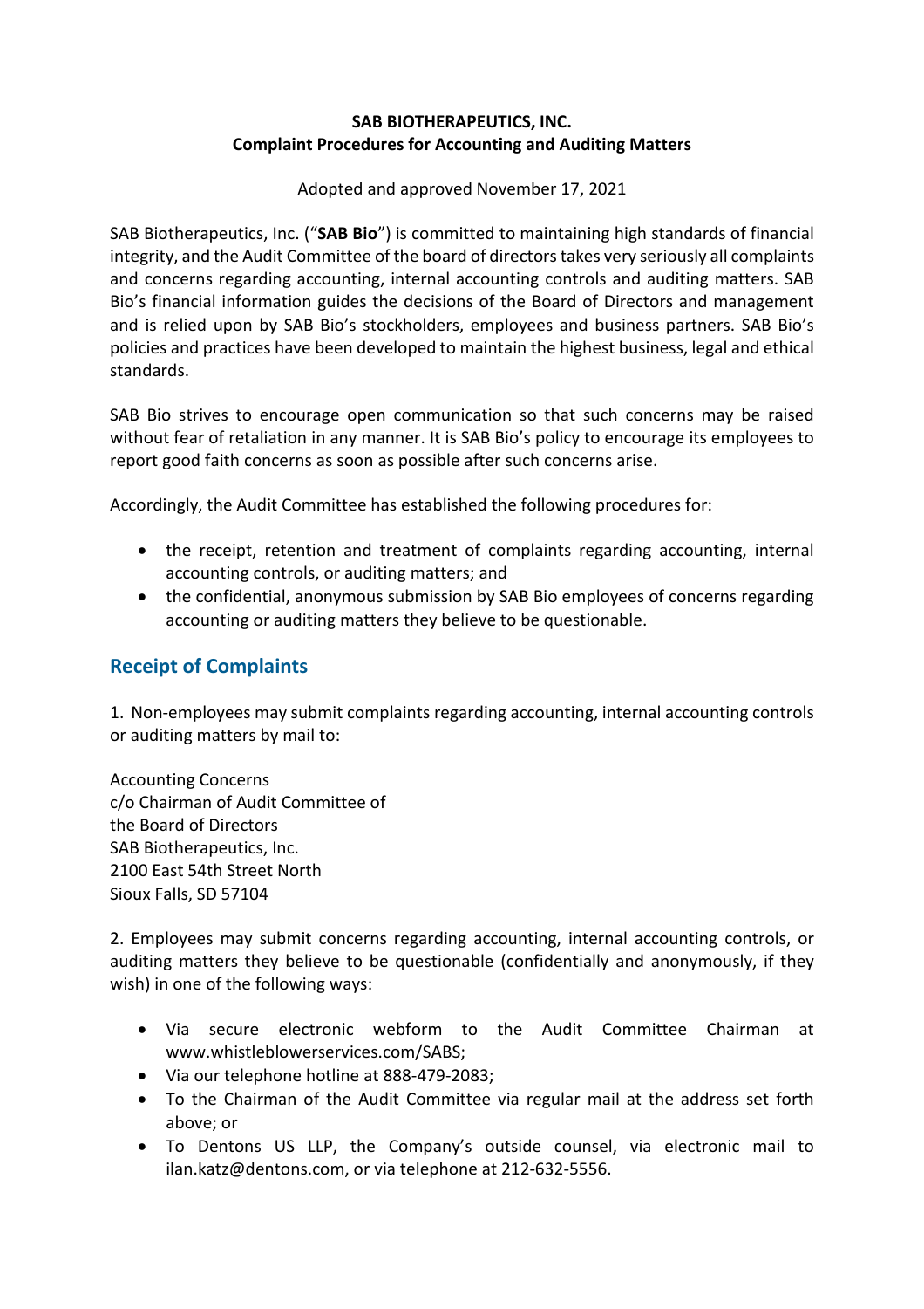**SAB BIOTHERAPEUTICS, INC.**
**Complaint Procedures for Accounting and Auditing Matters**

Adopted and approved November 17, 2021

SAB Biotherapeutics, Inc. ("**SAB Bio**") is committed to maintaining high standards of financial integrity, and the Audit Committee of the board of directors takes very seriously all complaints and concerns regarding accounting, internal accounting controls and auditing matters. SAB Bio's financial information guides the decisions of the Board of Directors and management and is relied upon by SAB Bio's stockholders, employees and business partners. SAB Bio's policies and practices have been developed to maintain the highest business, legal and ethical standards.

SAB Bio strives to encourage open communication so that such concerns may be raised without fear of retaliation in any manner. It is SAB Bio's policy to encourage its employees to report good faith concerns as soon as possible after such concerns arise.

Accordingly, the Audit Committee has established the following procedures for:

- the receipt, retention and treatment of complaints regarding accounting, internal accounting controls, or auditing matters; and
- the confidential, anonymous submission by SAB Bio employees of concerns regarding accounting or auditing matters they believe to be questionable.

## Receipt of Complaints

1. Non-employees may submit complaints regarding accounting, internal accounting controls or auditing matters by mail to:

Accounting Concerns
c/o Chairman of Audit Committee of
the Board of Directors
SAB Biotherapeutics, Inc.
2100 East 54th Street North
Sioux Falls, SD 57104

2. Employees may submit concerns regarding accounting, internal accounting controls, or auditing matters they believe to be questionable (confidentially and anonymously, if they wish) in one of the following ways:

- Via secure electronic webform to the Audit Committee Chairman at www.whistleblowerservices.com/SABS;
- Via our telephone hotline at 888-479-2083;
- To the Chairman of the Audit Committee via regular mail at the address set forth above; or
- To Dentons US LLP, the Company's outside counsel, via electronic mail to ilan.katz@dentons.com, or via telephone at 212-632-5556.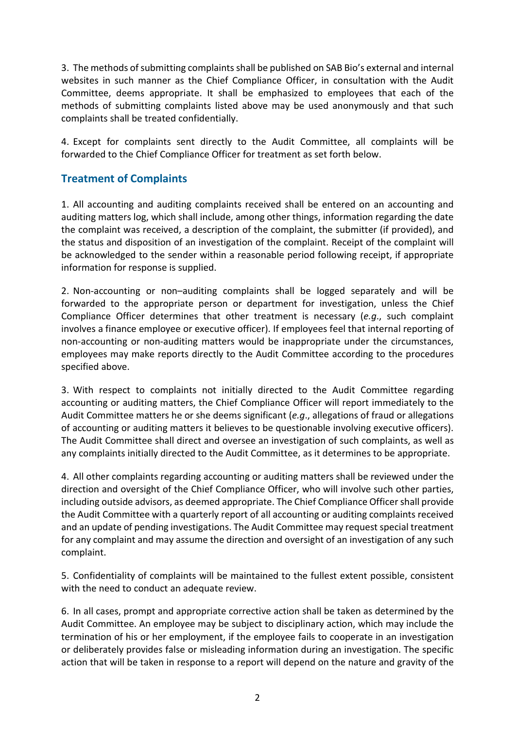3. The methods of submitting complaints shall be published on SAB Bio's external and internal websites in such manner as the Chief Compliance Officer, in consultation with the Audit Committee, deems appropriate. It shall be emphasized to employees that each of the methods of submitting complaints listed above may be used anonymously and that such complaints shall be treated confidentially.

4. Except for complaints sent directly to the Audit Committee, all complaints will be forwarded to the Chief Compliance Officer for treatment as set forth below.

## Treatment of Complaints

1. All accounting and auditing complaints received shall be entered on an accounting and auditing matters log, which shall include, among other things, information regarding the date the complaint was received, a description of the complaint, the submitter (if provided), and the status and disposition of an investigation of the complaint. Receipt of the complaint will be acknowledged to the sender within a reasonable period following receipt, if appropriate information for response is supplied.

2. Non-accounting or non–auditing complaints shall be logged separately and will be forwarded to the appropriate person or department for investigation, unless the Chief Compliance Officer determines that other treatment is necessary (*e.g*., such complaint involves a finance employee or executive officer). If employees feel that internal reporting of non-accounting or non-auditing matters would be inappropriate under the circumstances, employees may make reports directly to the Audit Committee according to the procedures specified above.

3. With respect to complaints not initially directed to the Audit Committee regarding accounting or auditing matters, the Chief Compliance Officer will report immediately to the Audit Committee matters he or she deems significant (*e.g*., allegations of fraud or allegations of accounting or auditing matters it believes to be questionable involving executive officers). The Audit Committee shall direct and oversee an investigation of such complaints, as well as any complaints initially directed to the Audit Committee, as it determines to be appropriate.

4. All other complaints regarding accounting or auditing matters shall be reviewed under the direction and oversight of the Chief Compliance Officer, who will involve such other parties, including outside advisors, as deemed appropriate. The Chief Compliance Officer shall provide the Audit Committee with a quarterly report of all accounting or auditing complaints received and an update of pending investigations. The Audit Committee may request special treatment for any complaint and may assume the direction and oversight of an investigation of any such complaint.

5. Confidentiality of complaints will be maintained to the fullest extent possible, consistent with the need to conduct an adequate review.

6. In all cases, prompt and appropriate corrective action shall be taken as determined by the Audit Committee. An employee may be subject to disciplinary action, which may include the termination of his or her employment, if the employee fails to cooperate in an investigation or deliberately provides false or misleading information during an investigation. The specific action that will be taken in response to a report will depend on the nature and gravity of the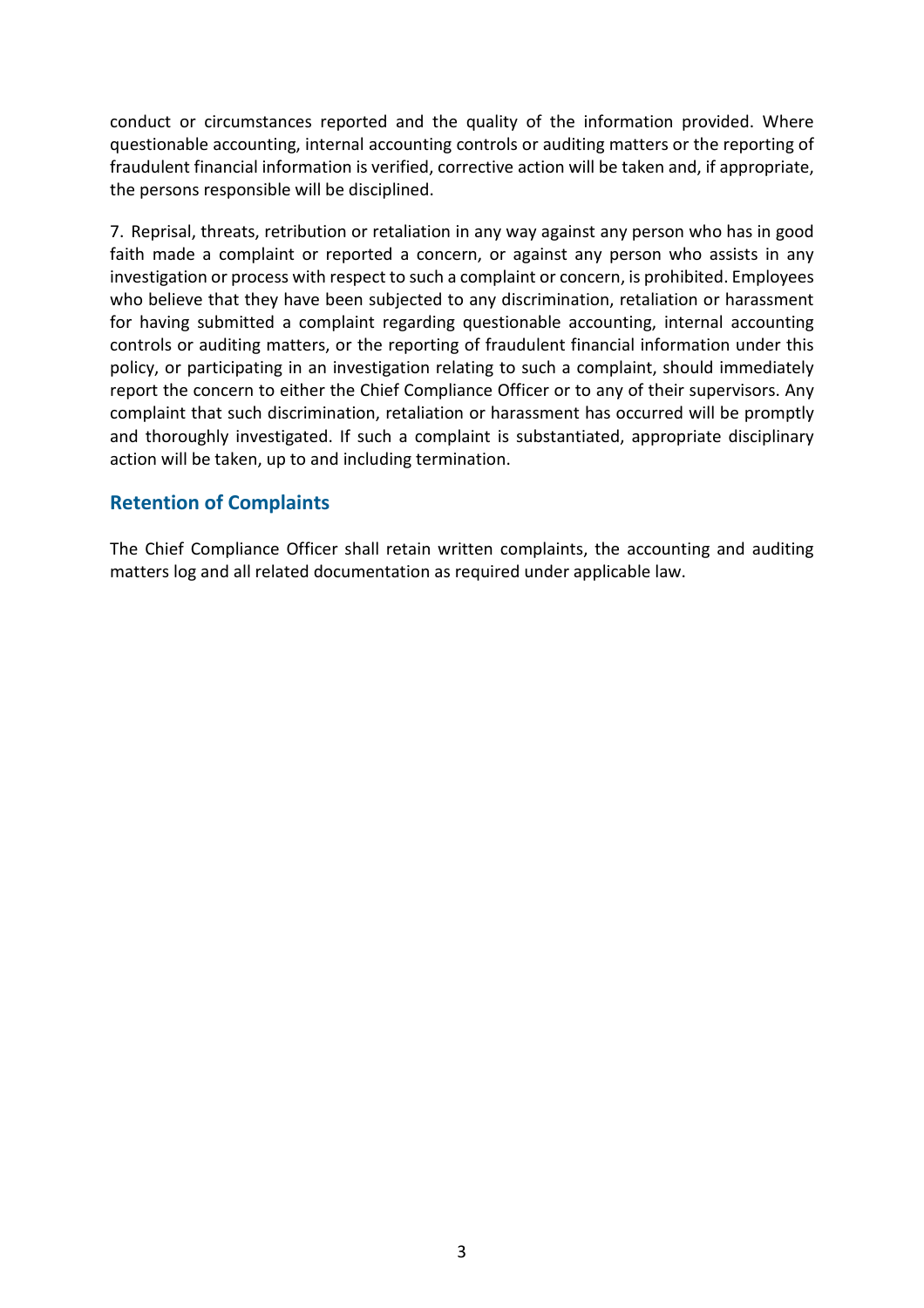conduct or circumstances reported and the quality of the information provided. Where questionable accounting, internal accounting controls or auditing matters or the reporting of fraudulent financial information is verified, corrective action will be taken and, if appropriate, the persons responsible will be disciplined.

7. Reprisal, threats, retribution or retaliation in any way against any person who has in good faith made a complaint or reported a concern, or against any person who assists in any investigation or process with respect to such a complaint or concern, is prohibited. Employees who believe that they have been subjected to any discrimination, retaliation or harassment for having submitted a complaint regarding questionable accounting, internal accounting controls or auditing matters, or the reporting of fraudulent financial information under this policy, or participating in an investigation relating to such a complaint, should immediately report the concern to either the Chief Compliance Officer or to any of their supervisors. Any complaint that such discrimination, retaliation or harassment has occurred will be promptly and thoroughly investigated. If such a complaint is substantiated, appropriate disciplinary action will be taken, up to and including termination.

## Retention of Complaints

The Chief Compliance Officer shall retain written complaints, the accounting and auditing matters log and all related documentation as required under applicable law.